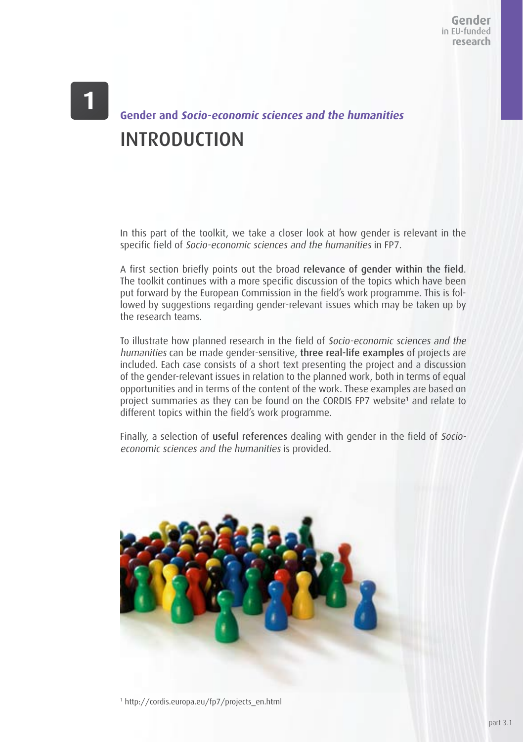# 1

## Gender and *Socio-economic sciences and the humanities*

# INTRODUCTION

In this part of the toolkit, we take a closer look at how gender is relevant in the specific field of *Socio-economic sciences and the humanities* in FP7.

A first section briefly points out the broad **relevance of gender within the field**. The toolkit continues with a more specific discussion of the topics which have been put forward by the European Commission in the field's work programme. This is followed by suggestions regarding gender-relevant issues which may be taken up by the research teams.

To illustrate how planned research in the field of *Socio-economic sciences and the humanities* can be made gender-sensitive, **three real-life examples** of projects are included. Each case consists of a short text presenting the project and a discussion of the gender-relevant issues in relation to the planned work, both in terms of equal opportunities and in terms of the content of the work. These examples are based on project summaries as they can be found on the CORDIS FP7 website[1] and relate to different topics within the field's work programme.

Finally, a selection of **useful references** dealing with gender in the field of *Socio-economic sciences and the humanities* is provided.

[1] http://cordis.europa.eu/fp7/projects_en.html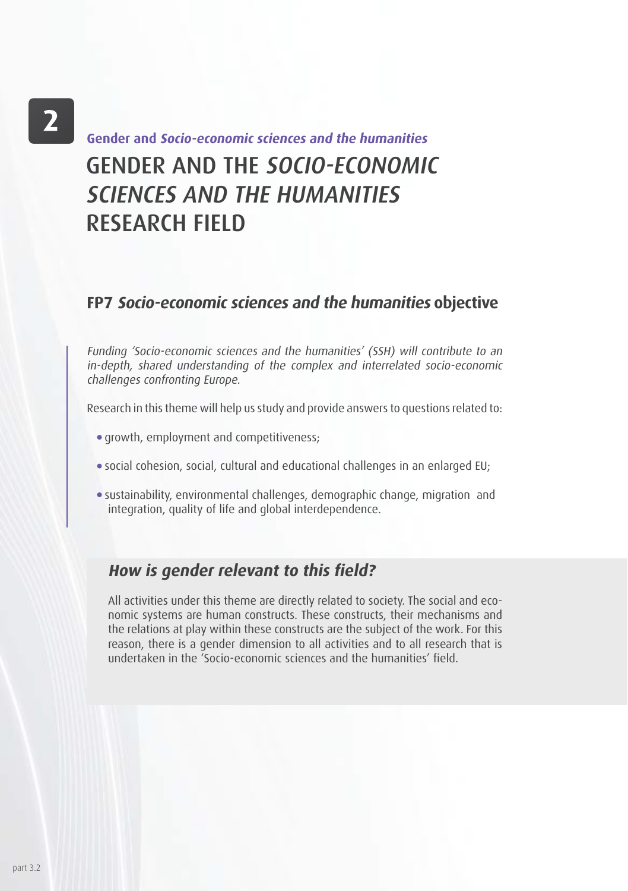**2**

**Gender and *Socio-economic sciences and the humanities***

# GENDER AND THE *SOCIO-ECONOMIC SCIENCES AND THE HUMANITIES* RESEARCH FIELD

## FP7 *Socio-economic sciences and the humanities* objective

*Funding 'Socio-economic sciences and the humanities' (SSH) will contribute to an in-depth, shared understanding of the complex and interrelated socio-economic challenges confronting Europe.*

Research in this theme will help us study and provide answers to questions related to:

- growth, employment and competitiveness;
- social cohesion, social, cultural and educational challenges in an enlarged EU;
- sustainability, environmental challenges, demographic change, migration and integration, quality of life and global interdependence.

### *How is gender relevant to this field?*

All activities under this theme are directly related to society. The social and economic systems are human constructs. These constructs, their mechanisms and the relations at play within these constructs are the subject of the work. For this reason, there is a gender dimension to all activities and to all research that is undertaken in the 'Socio-economic sciences and the humanities' field.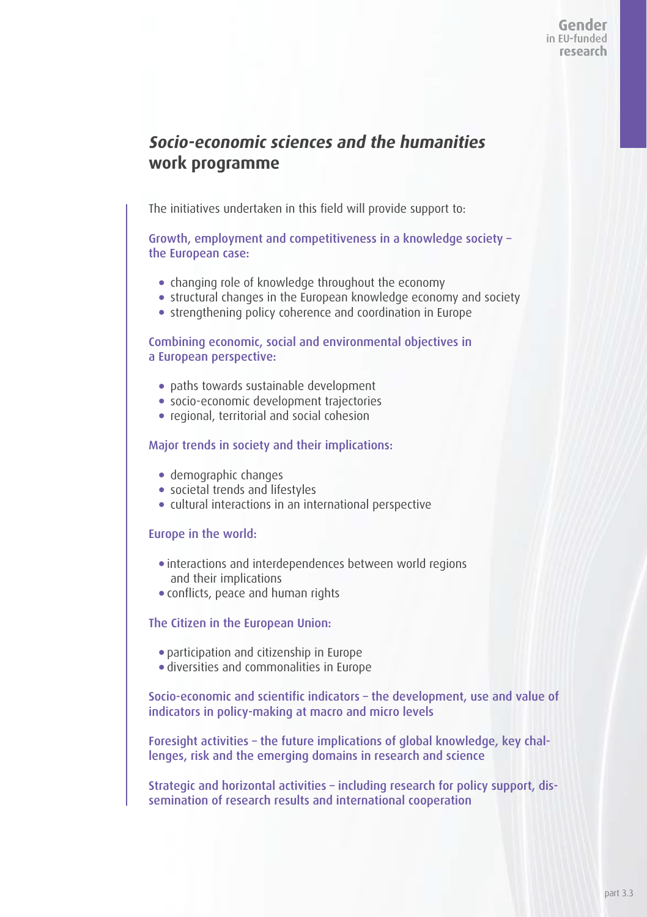## *Socio-economic sciences and the humanities* work programme

The initiatives undertaken in this field will provide support to:

### Growth, employment and competitiveness in a knowledge society – the European case:

- changing role of knowledge throughout the economy
- structural changes in the European knowledge economy and society
- strengthening policy coherence and coordination in Europe

### Combining economic, social and environmental objectives in a European perspective:

- paths towards sustainable development
- socio-economic development trajectories
- regional, territorial and social cohesion

### Major trends in society and their implications:

- demographic changes
- societal trends and lifestyles
- cultural interactions in an international perspective

### Europe in the world:

- interactions and interdependences between world regions and their implications
- conflicts, peace and human rights

### The Citizen in the European Union:

- participation and citizenship in Europe
- diversities and commonalities in Europe

### Socio-economic and scientific indicators – the development, use and value of indicators in policy-making at macro and micro levels

### Foresight activities – the future implications of global knowledge, key challenges, risk and the emerging domains in research and science

### Strategic and horizontal activities – including research for policy support, dissemination of research results and international cooperation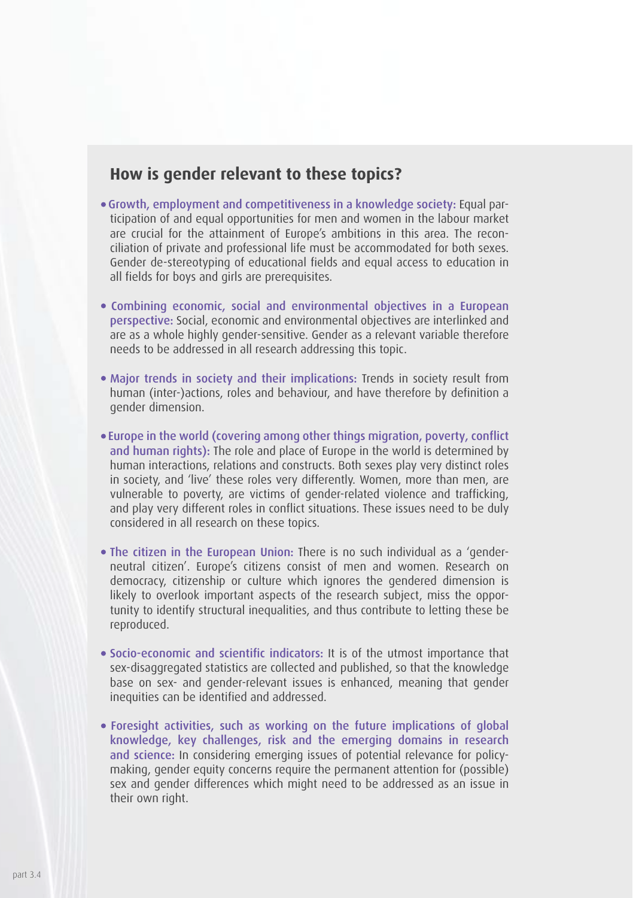## How is gender relevant to these topics?

- **Growth, employment and competitiveness in a knowledge society:** Equal participation of and equal opportunities for men and women in the labour market are crucial for the attainment of Europe's ambitions in this area. The reconciliation of private and professional life must be accommodated for both sexes. Gender de-stereotyping of educational fields and equal access to education in all fields for boys and girls are prerequisites.

- **Combining economic, social and environmental objectives in a European perspective:** Social, economic and environmental objectives are interlinked and are as a whole highly gender-sensitive. Gender as a relevant variable therefore needs to be addressed in all research addressing this topic.

- **Major trends in society and their implications:** Trends in society result from human (inter-)actions, roles and behaviour, and have therefore by definition a gender dimension.

- **Europe in the world (covering among other things migration, poverty, conflict and human rights):** The role and place of Europe in the world is determined by human interactions, relations and constructs. Both sexes play very distinct roles in society, and 'live' these roles very differently. Women, more than men, are vulnerable to poverty, are victims of gender-related violence and trafficking, and play very different roles in conflict situations. These issues need to be duly considered in all research on these topics.

- **The citizen in the European Union:** There is no such individual as a 'gender-neutral citizen'. Europe's citizens consist of men and women. Research on democracy, citizenship or culture which ignores the gendered dimension is likely to overlook important aspects of the research subject, miss the opportunity to identify structural inequalities, and thus contribute to letting these be reproduced.

- **Socio-economic and scientific indicators:** It is of the utmost importance that sex-disaggregated statistics are collected and published, so that the knowledge base on sex- and gender-relevant issues is enhanced, meaning that gender inequities can be identified and addressed.

- **Foresight activities, such as working on the future implications of global knowledge, key challenges, risk and the emerging domains in research and science:** In considering emerging issues of potential relevance for policy-making, gender equity concerns require the permanent attention for (possible) sex and gender differences which might need to be addressed as an issue in their own right.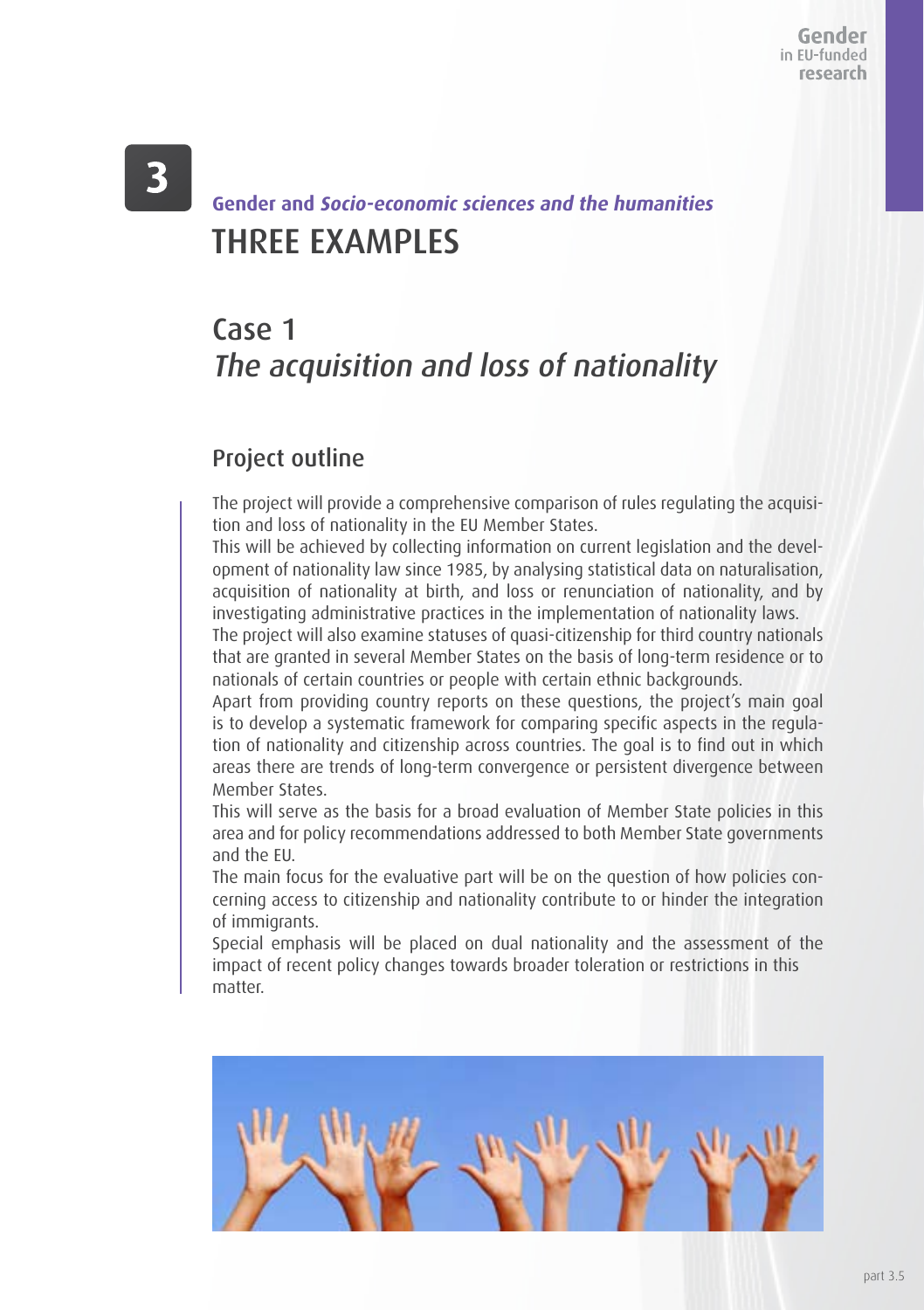# 3

## Gender and *Socio-economic sciences and the humanities*

# THREE EXAMPLES

## Case 1
## *The acquisition and loss of nationality*

### Project outline

The project will provide a comprehensive comparison of rules regulating the acquisition and loss of nationality in the EU Member States.

This will be achieved by collecting information on current legislation and the development of nationality law since 1985, by analysing statistical data on naturalisation, acquisition of nationality at birth, and loss or renunciation of nationality, and by investigating administrative practices in the implementation of nationality laws.

The project will also examine statuses of quasi-citizenship for third country nationals that are granted in several Member States on the basis of long-term residence or to nationals of certain countries or people with certain ethnic backgrounds.

Apart from providing country reports on these questions, the project's main goal is to develop a systematic framework for comparing specific aspects in the regulation of nationality and citizenship across countries. The goal is to find out in which areas there are trends of long-term convergence or persistent divergence between Member States.

This will serve as the basis for a broad evaluation of Member State policies in this area and for policy recommendations addressed to both Member State governments and the EU.

The main focus for the evaluative part will be on the question of how policies concerning access to citizenship and nationality contribute to or hinder the integration of immigrants.

Special emphasis will be placed on dual nationality and the assessment of the impact of recent policy changes towards broader toleration or restrictions in this matter.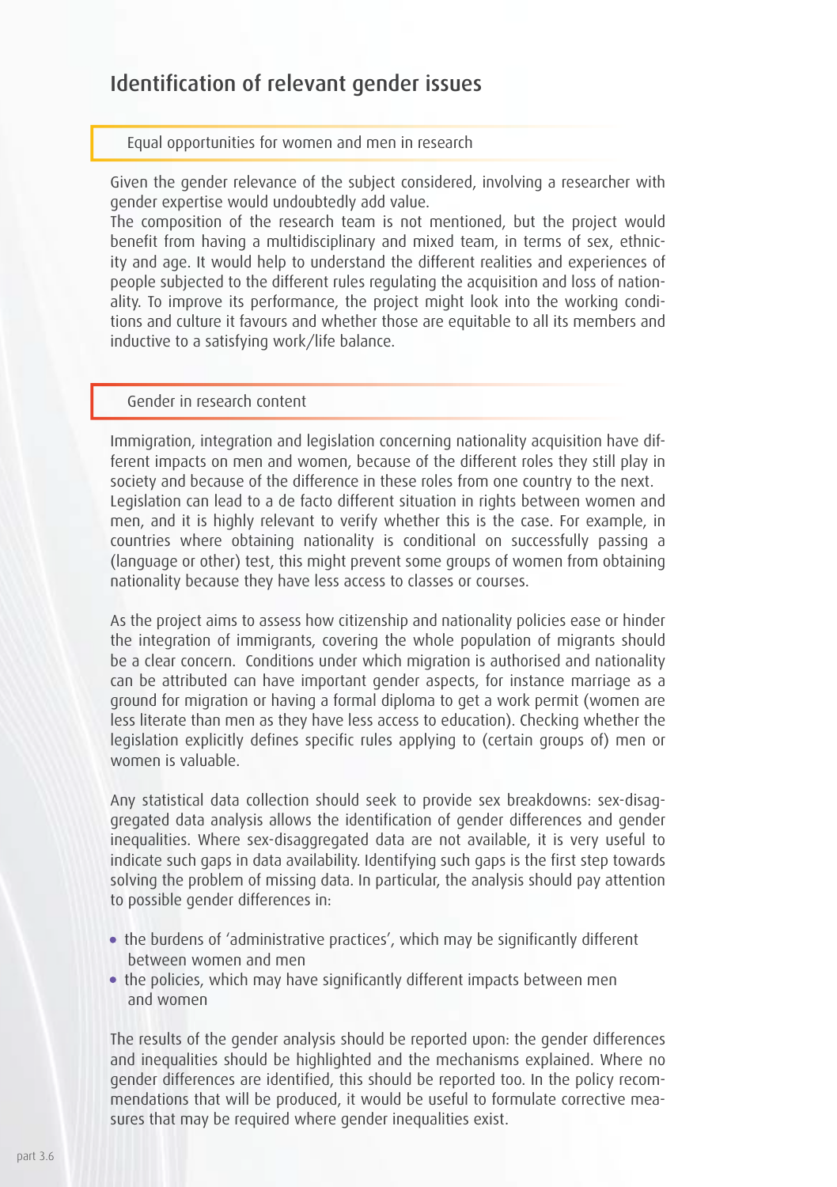# Identification of relevant gender issues

## Equal opportunities for women and men in research

Given the gender relevance of the subject considered, involving a researcher with gender expertise would undoubtedly add value.
The composition of the research team is not mentioned, but the project would benefit from having a multidisciplinary and mixed team, in terms of sex, ethnicity and age. It would help to understand the different realities and experiences of people subjected to the different rules regulating the acquisition and loss of nationality. To improve its performance, the project might look into the working conditions and culture it favours and whether those are equitable to all its members and inductive to a satisfying work/life balance.

## Gender in research content

Immigration, integration and legislation concerning nationality acquisition have different impacts on men and women, because of the different roles they still play in society and because of the difference in these roles from one country to the next.
Legislation can lead to a de facto different situation in rights between women and men, and it is highly relevant to verify whether this is the case. For example, in countries where obtaining nationality is conditional on successfully passing a (language or other) test, this might prevent some groups of women from obtaining nationality because they have less access to classes or courses.

As the project aims to assess how citizenship and nationality policies ease or hinder the integration of immigrants, covering the whole population of migrants should be a clear concern. Conditions under which migration is authorised and nationality can be attributed can have important gender aspects, for instance marriage as a ground for migration or having a formal diploma to get a work permit (women are less literate than men as they have less access to education). Checking whether the legislation explicitly defines specific rules applying to (certain groups of) men or women is valuable.

Any statistical data collection should seek to provide sex breakdowns: sex-disaggregated data analysis allows the identification of gender differences and gender inequalities. Where sex-disaggregated data are not available, it is very useful to indicate such gaps in data availability. Identifying such gaps is the first step towards solving the problem of missing data. In particular, the analysis should pay attention to possible gender differences in:

- the burdens of 'administrative practices', which may be significantly different between women and men
- the policies, which may have significantly different impacts between men and women

The results of the gender analysis should be reported upon: the gender differences and inequalities should be highlighted and the mechanisms explained. Where no gender differences are identified, this should be reported too. In the policy recommendations that will be produced, it would be useful to formulate corrective measures that may be required where gender inequalities exist.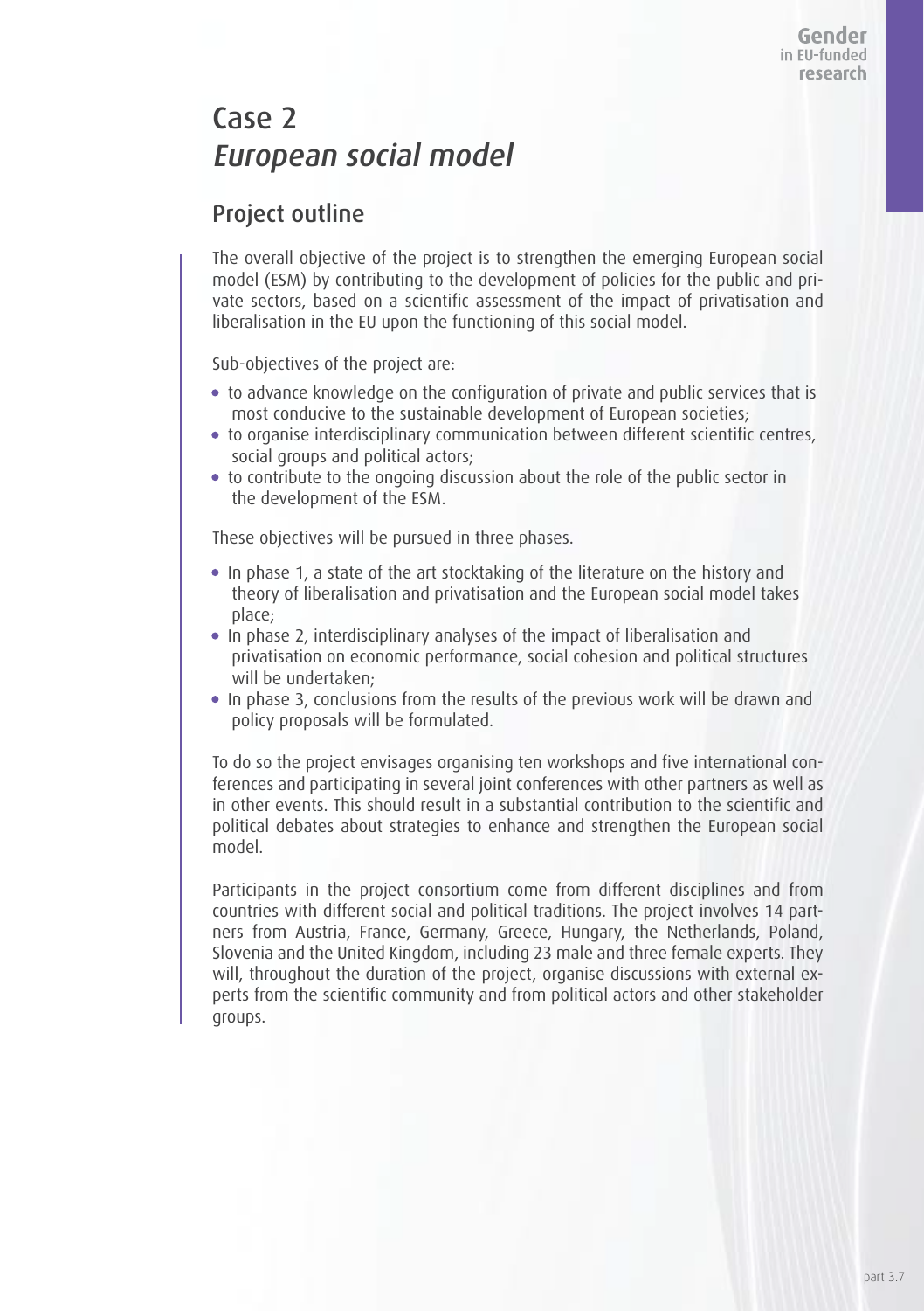# Case 2
# *European social model*

## Project outline

The overall objective of the project is to strengthen the emerging European social model (ESM) by contributing to the development of policies for the public and private sectors, based on a scientific assessment of the impact of privatisation and liberalisation in the EU upon the functioning of this social model.

Sub-objectives of the project are:

- to advance knowledge on the configuration of private and public services that is most conducive to the sustainable development of European societies;
- to organise interdisciplinary communication between different scientific centres, social groups and political actors;
- to contribute to the ongoing discussion about the role of the public sector in the development of the ESM.

These objectives will be pursued in three phases.

- In phase 1, a state of the art stocktaking of the literature on the history and theory of liberalisation and privatisation and the European social model takes place;
- In phase 2, interdisciplinary analyses of the impact of liberalisation and privatisation on economic performance, social cohesion and political structures will be undertaken;
- In phase 3, conclusions from the results of the previous work will be drawn and policy proposals will be formulated.

To do so the project envisages organising ten workshops and five international conferences and participating in several joint conferences with other partners as well as in other events. This should result in a substantial contribution to the scientific and political debates about strategies to enhance and strengthen the European social model.

Participants in the project consortium come from different disciplines and from countries with different social and political traditions. The project involves 14 partners from Austria, France, Germany, Greece, Hungary, the Netherlands, Poland, Slovenia and the United Kingdom, including 23 male and three female experts. They will, throughout the duration of the project, organise discussions with external experts from the scientific community and from political actors and other stakeholder groups.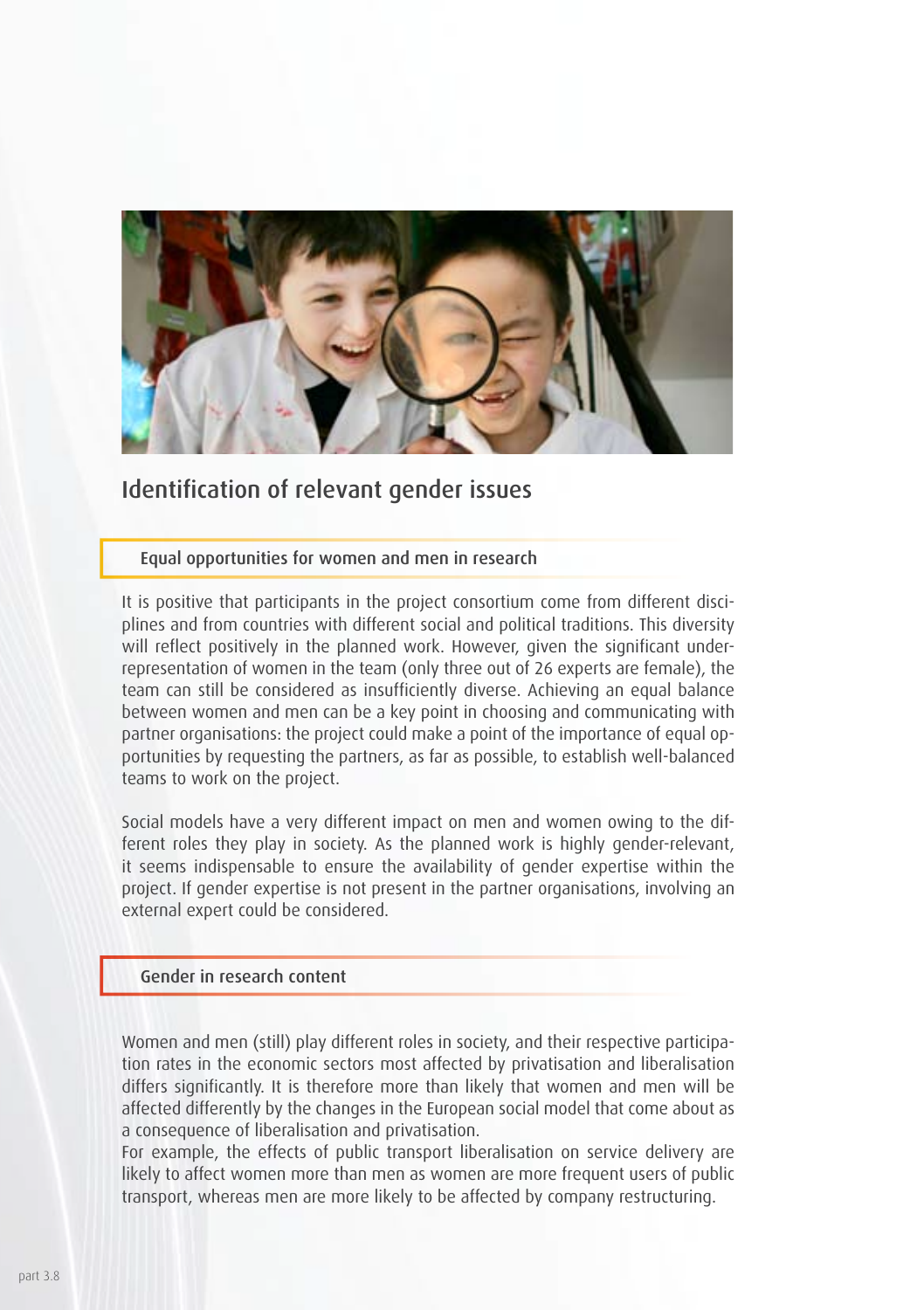## Identification of relevant gender issues

### Equal opportunities for women and men in research

It is positive that participants in the project consortium come from different disciplines and from countries with different social and political traditions. This diversity will reflect positively in the planned work. However, given the significant under-representation of women in the team (only three out of 26 experts are female), the team can still be considered as insufficiently diverse. Achieving an equal balance between women and men can be a key point in choosing and communicating with partner organisations: the project could make a point of the importance of equal opportunities by requesting the partners, as far as possible, to establish well-balanced teams to work on the project.

Social models have a very different impact on men and women owing to the different roles they play in society. As the planned work is highly gender-relevant, it seems indispensable to ensure the availability of gender expertise within the project. If gender expertise is not present in the partner organisations, involving an external expert could be considered.

### Gender in research content

Women and men (still) play different roles in society, and their respective participation rates in the economic sectors most affected by privatisation and liberalisation differs significantly. It is therefore more than likely that women and men will be affected differently by the changes in the European social model that come about as a consequence of liberalisation and privatisation.

For example, the effects of public transport liberalisation on service delivery are likely to affect women more than men as women are more frequent users of public transport, whereas men are more likely to be affected by company restructuring.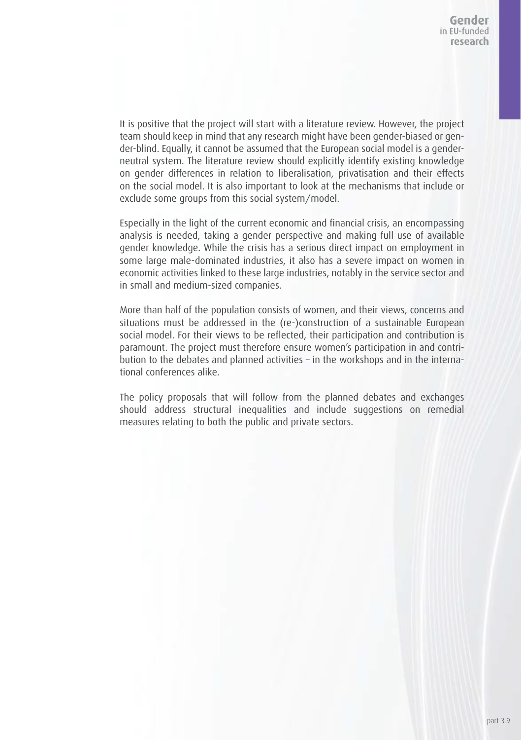It is positive that the project will start with a literature review. However, the project team should keep in mind that any research might have been gender-biased or gender-blind. Equally, it cannot be assumed that the European social model is a gender-neutral system. The literature review should explicitly identify existing knowledge on gender differences in relation to liberalisation, privatisation and their effects on the social model. It is also important to look at the mechanisms that include or exclude some groups from this social system/model.

Especially in the light of the current economic and financial crisis, an encompassing analysis is needed, taking a gender perspective and making full use of available gender knowledge. While the crisis has a serious direct impact on employment in some large male-dominated industries, it also has a severe impact on women in economic activities linked to these large industries, notably in the service sector and in small and medium-sized companies.

More than half of the population consists of women, and their views, concerns and situations must be addressed in the (re-)construction of a sustainable European social model. For their views to be reflected, their participation and contribution is paramount. The project must therefore ensure women's participation in and contribution to the debates and planned activities – in the workshops and in the international conferences alike.

The policy proposals that will follow from the planned debates and exchanges should address structural inequalities and include suggestions on remedial measures relating to both the public and private sectors.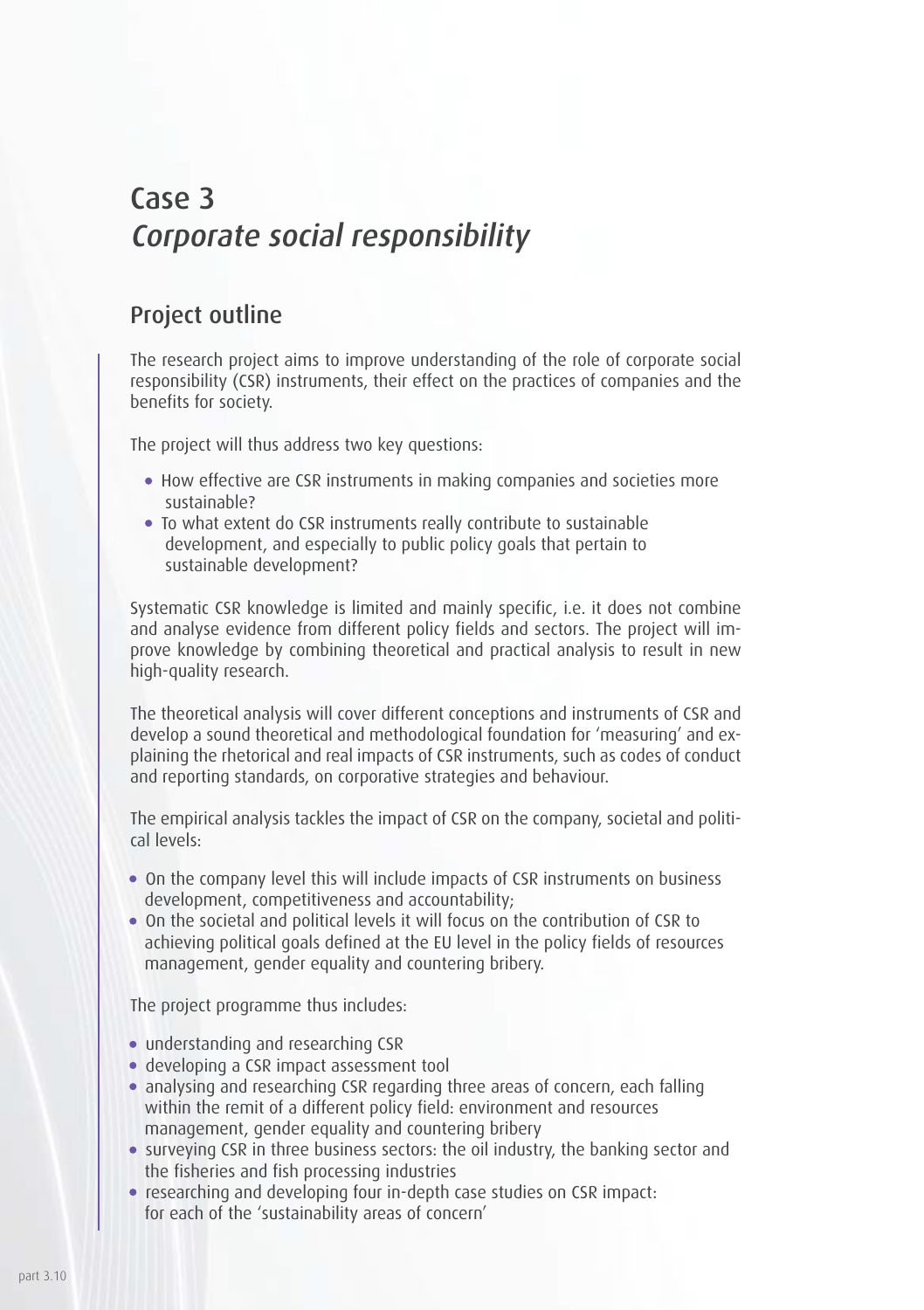# Case 3
## *Corporate social responsibility*

### Project outline

The research project aims to improve understanding of the role of corporate social responsibility (CSR) instruments, their effect on the practices of companies and the benefits for society.

The project will thus address two key questions:

- How effective are CSR instruments in making companies and societies more sustainable?
- To what extent do CSR instruments really contribute to sustainable development, and especially to public policy goals that pertain to sustainable development?

Systematic CSR knowledge is limited and mainly specific, i.e. it does not combine and analyse evidence from different policy fields and sectors. The project will improve knowledge by combining theoretical and practical analysis to result in new high-quality research.

The theoretical analysis will cover different conceptions and instruments of CSR and develop a sound theoretical and methodological foundation for 'measuring' and explaining the rhetorical and real impacts of CSR instruments, such as codes of conduct and reporting standards, on corporative strategies and behaviour.

The empirical analysis tackles the impact of CSR on the company, societal and political levels:

- On the company level this will include impacts of CSR instruments on business development, competitiveness and accountability;
- On the societal and political levels it will focus on the contribution of CSR to achieving political goals defined at the EU level in the policy fields of resources management, gender equality and countering bribery.

The project programme thus includes:

- understanding and researching CSR
- developing a CSR impact assessment tool
- analysing and researching CSR regarding three areas of concern, each falling within the remit of a different policy field: environment and resources management, gender equality and countering bribery
- surveying CSR in three business sectors: the oil industry, the banking sector and the fisheries and fish processing industries
- researching and developing four in-depth case studies on CSR impact: for each of the 'sustainability areas of concern'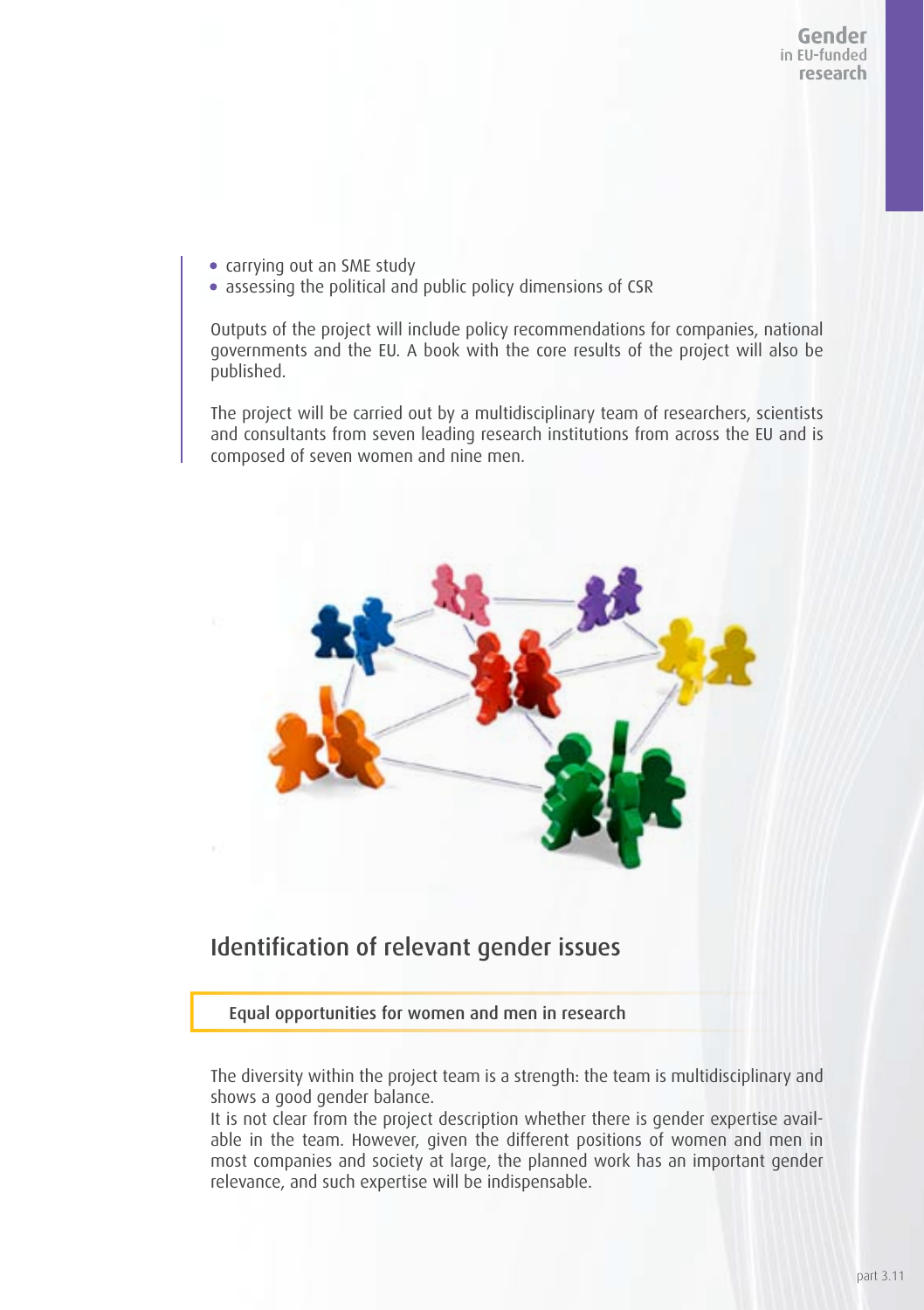- carrying out an SME study
- assessing the political and public policy dimensions of CSR

Outputs of the project will include policy recommendations for companies, national governments and the EU. A book with the core results of the project will also be published.

The project will be carried out by a multidisciplinary team of researchers, scientists and consultants from seven leading research institutions from across the EU and is composed of seven women and nine men.

## Identification of relevant gender issues

### Equal opportunities for women and men in research

The diversity within the project team is a strength: the team is multidisciplinary and shows a good gender balance.
It is not clear from the project description whether there is gender expertise available in the team. However, given the different positions of women and men in most companies and society at large, the planned work has an important gender relevance, and such expertise will be indispensable.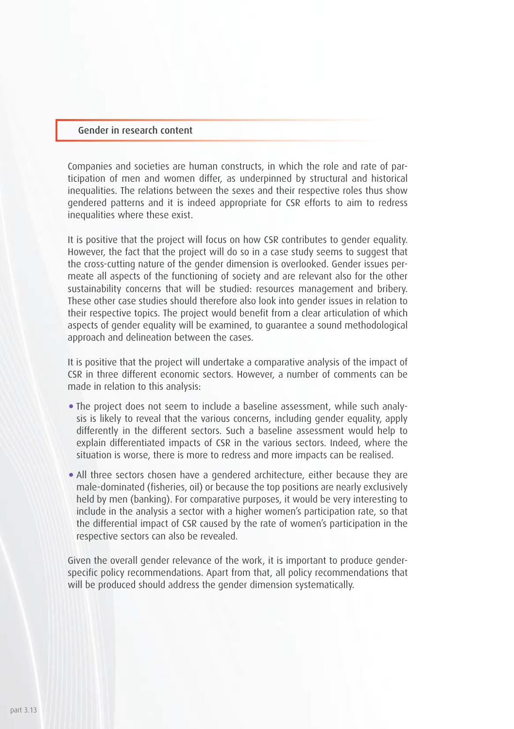## Gender in research content

Companies and societies are human constructs, in which the role and rate of participation of men and women differ, as underpinned by structural and historical inequalities. The relations between the sexes and their respective roles thus show gendered patterns and it is indeed appropriate for CSR efforts to aim to redress inequalities where these exist.

It is positive that the project will focus on how CSR contributes to gender equality. However, the fact that the project will do so in a case study seems to suggest that the cross-cutting nature of the gender dimension is overlooked. Gender issues permeate all aspects of the functioning of society and are relevant also for the other sustainability concerns that will be studied: resources management and bribery. These other case studies should therefore also look into gender issues in relation to their respective topics. The project would benefit from a clear articulation of which aspects of gender equality will be examined, to guarantee a sound methodological approach and delineation between the cases.

It is positive that the project will undertake a comparative analysis of the impact of CSR in three different economic sectors. However, a number of comments can be made in relation to this analysis:

- The project does not seem to include a baseline assessment, while such analysis is likely to reveal that the various concerns, including gender equality, apply differently in the different sectors. Such a baseline assessment would help to explain differentiated impacts of CSR in the various sectors. Indeed, where the situation is worse, there is more to redress and more impacts can be realised.
- All three sectors chosen have a gendered architecture, either because they are male-dominated (fisheries, oil) or because the top positions are nearly exclusively held by men (banking). For comparative purposes, it would be very interesting to include in the analysis a sector with a higher women's participation rate, so that the differential impact of CSR caused by the rate of women's participation in the respective sectors can also be revealed.

Given the overall gender relevance of the work, it is important to produce gender-specific policy recommendations. Apart from that, all policy recommendations that will be produced should address the gender dimension systematically.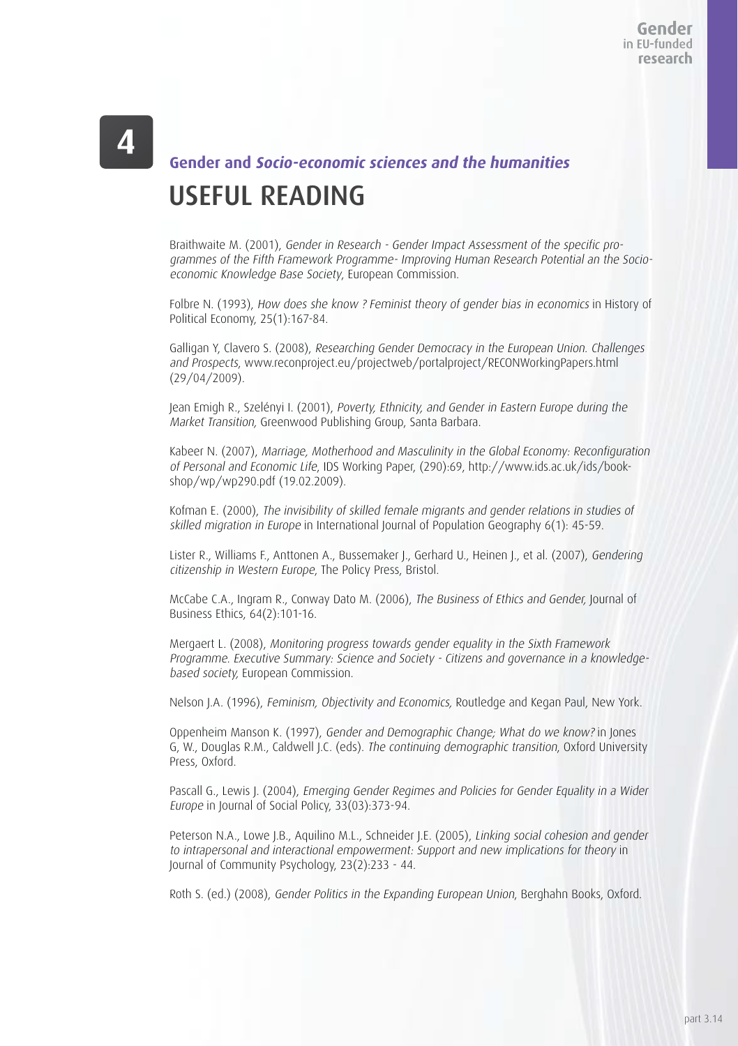**4**

### Gender and *Socio-economic sciences and the humanities*

# USEFUL READING

Braithwaite M. (2001), *Gender in Research - Gender Impact Assessment of the specific programmes of the Fifth Framework Programme- Improving Human Research Potential an the Socio-economic Knowledge Base Society*, European Commission.

Folbre N. (1993), *How does she know ? Feminist theory of gender bias in economics* in History of Political Economy, 25(1):167-84.

Galligan Y, Clavero S. (2008), *Researching Gender Democracy in the European Union. Challenges and Prospects*, www.reconproject.eu/projectweb/portalproject/RECONWorkingPapers.html (29/04/2009).

Jean Emigh R., Szelényi I. (2001), *Poverty, Ethnicity, and Gender in Eastern Europe during the Market Transition,* Greenwood Publishing Group, Santa Barbara.

Kabeer N. (2007), *Marriage, Motherhood and Masculinity in the Global Economy: Reconfiguration of Personal and Economic Life*, IDS Working Paper, (290):69, http://www.ids.ac.uk/ids/bookshop/wp/wp290.pdf (19.02.2009).

Kofman E. (2000), *The invisibility of skilled female migrants and gender relations in studies of skilled migration in Europe* in International Journal of Population Geography 6(1): 45-59.

Lister R., Williams F., Anttonen A., Bussemaker J., Gerhard U., Heinen J., et al. (2007), *Gendering citizenship in Western Europe*, The Policy Press, Bristol.

McCabe C.A., Ingram R., Conway Dato M. (2006), *The Business of Ethics and Gender,* Journal of Business Ethics, 64(2):101-16.

Mergaert L. (2008), *Monitoring progress towards gender equality in the Sixth Framework Programme. Executive Summary: Science and Society - Citizens and governance in a knowledge-based society,* European Commission.

Nelson J.A. (1996), *Feminism, Objectivity and Economics,* Routledge and Kegan Paul, New York.

Oppenheim Manson K. (1997), *Gender and Demographic Change; What do we know?* in Jones G, W., Douglas R.M., Caldwell J.C. (eds). *The continuing demographic transition*, Oxford University Press, Oxford.

Pascall G., Lewis J. (2004), *Emerging Gender Regimes and Policies for Gender Equality in a Wider Europe* in Journal of Social Policy, 33(03):373-94.

Peterson N.A., Lowe J.B., Aquilino M.L., Schneider J.E. (2005), *Linking social cohesion and gender to intrapersonal and interactional empowerment: Support and new implications for theory* in Journal of Community Psychology, 23(2):233 - 44.

Roth S. (ed.) (2008), *Gender Politics in the Expanding European Union*, Berghahn Books, Oxford.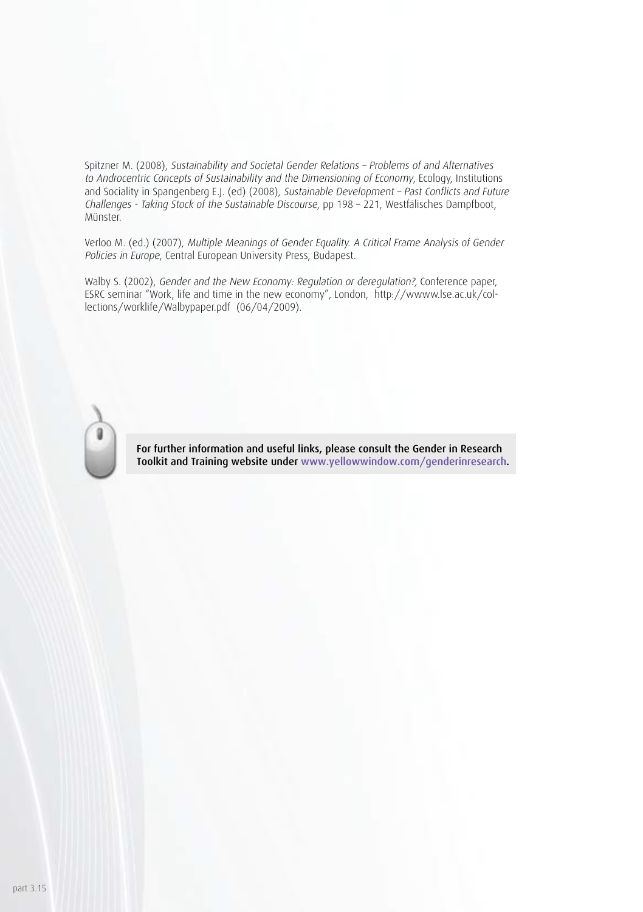Spitzner M. (2008), *Sustainability and Societal Gender Relations – Problems of and Alternatives to Androcentric Concepts of Sustainability and the Dimensioning of Economy*, Ecology, Institutions and Sociality in Spangenberg E.J. (ed) (2008), *Sustainable Development – Past Conflicts and Future Challenges - Taking Stock of the Sustainable Discourse,* pp 198 – 221, Westfälisches Dampfboot, Münster.

Verloo M. (ed.) (2007), *Multiple Meanings of Gender Equality. A Critical Frame Analysis of Gender Policies in Europe*, Central European University Press, Budapest.

Walby S. (2002), *Gender and the New Economy: Regulation or deregulation?,* Conference paper, ESRC seminar "Work, life and time in the new economy", London, http://wwww.lse.ac.uk/collections/worklife/Walbypaper.pdf (06/04/2009).

**For further information and useful links, please consult the Gender in Research Toolkit and Training website under www.yellowwindow.com/genderinresearch.**